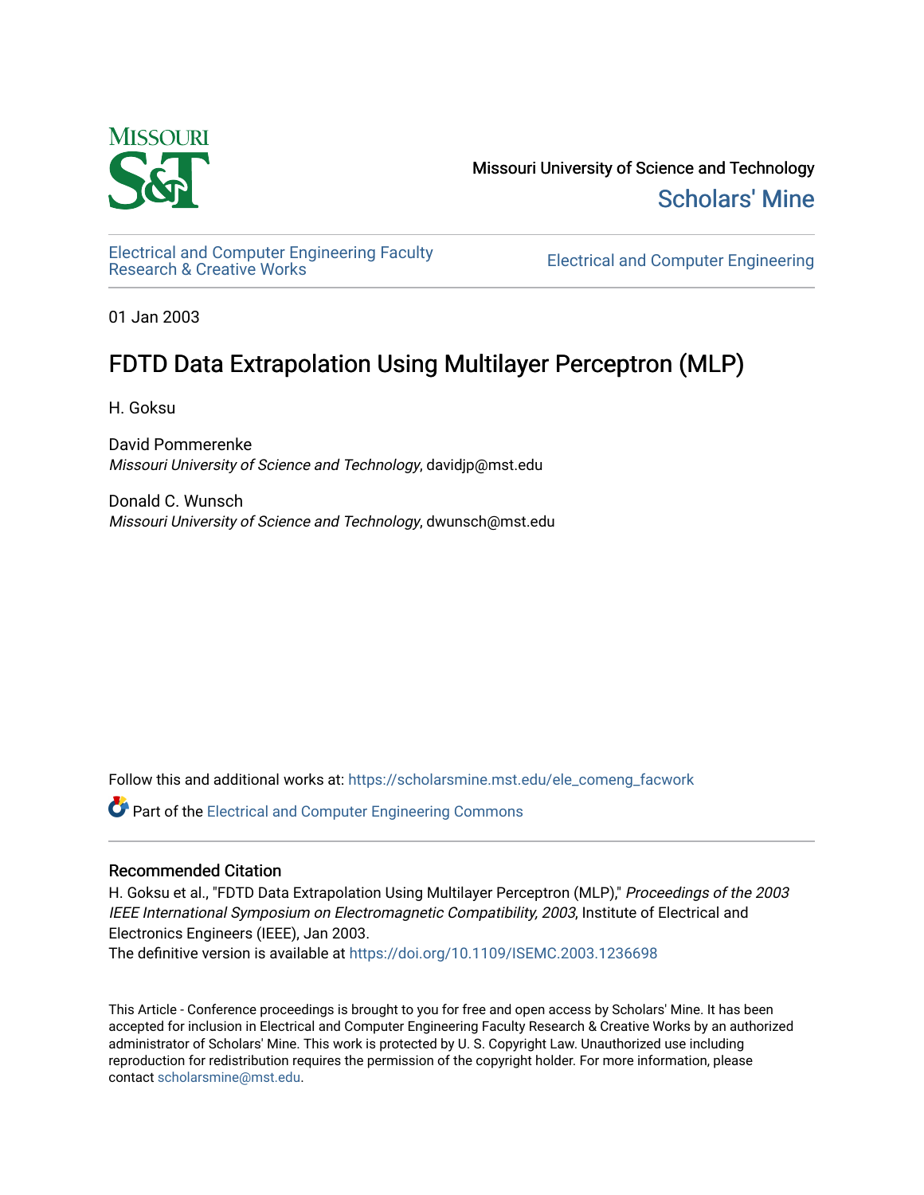Missouri University of Science and Technology

Scholars' Mine

Electrical and Computer Engineering Faculty Research & Creative Works

Electrical and Computer Engineering

01 Jan 2003

# FDTD Data Extrapolation Using Multilayer Perceptron (MLP)

H. Goksu

David Pommerenke  
*Missouri University of Science and Technology*, davidjp@mst.edu

Donald C. Wunsch  
*Missouri University of Science and Technology*, dwunsch@mst.edu

Follow this and additional works at: https://scholarsmine.mst.edu/ele_comeng_facwork

Part of the Electrical and Computer Engineering Commons

## Recommended Citation

H. Goksu et al., "FDTD Data Extrapolation Using Multilayer Perceptron (MLP)," *Proceedings of the 2003 IEEE International Symposium on Electromagnetic Compatibility, 2003*, Institute of Electrical and Electronics Engineers (IEEE), Jan 2003.

The definitive version is available at https://doi.org/10.1109/ISEMC.2003.1236698

This Article - Conference proceedings is brought to you for free and open access by Scholars' Mine. It has been accepted for inclusion in Electrical and Computer Engineering Faculty Research & Creative Works by an authorized administrator of Scholars' Mine. This work is protected by U. S. Copyright Law. Unauthorized use including reproduction for redistribution requires the permission of the copyright holder. For more information, please contact scholarsmine@mst.edu.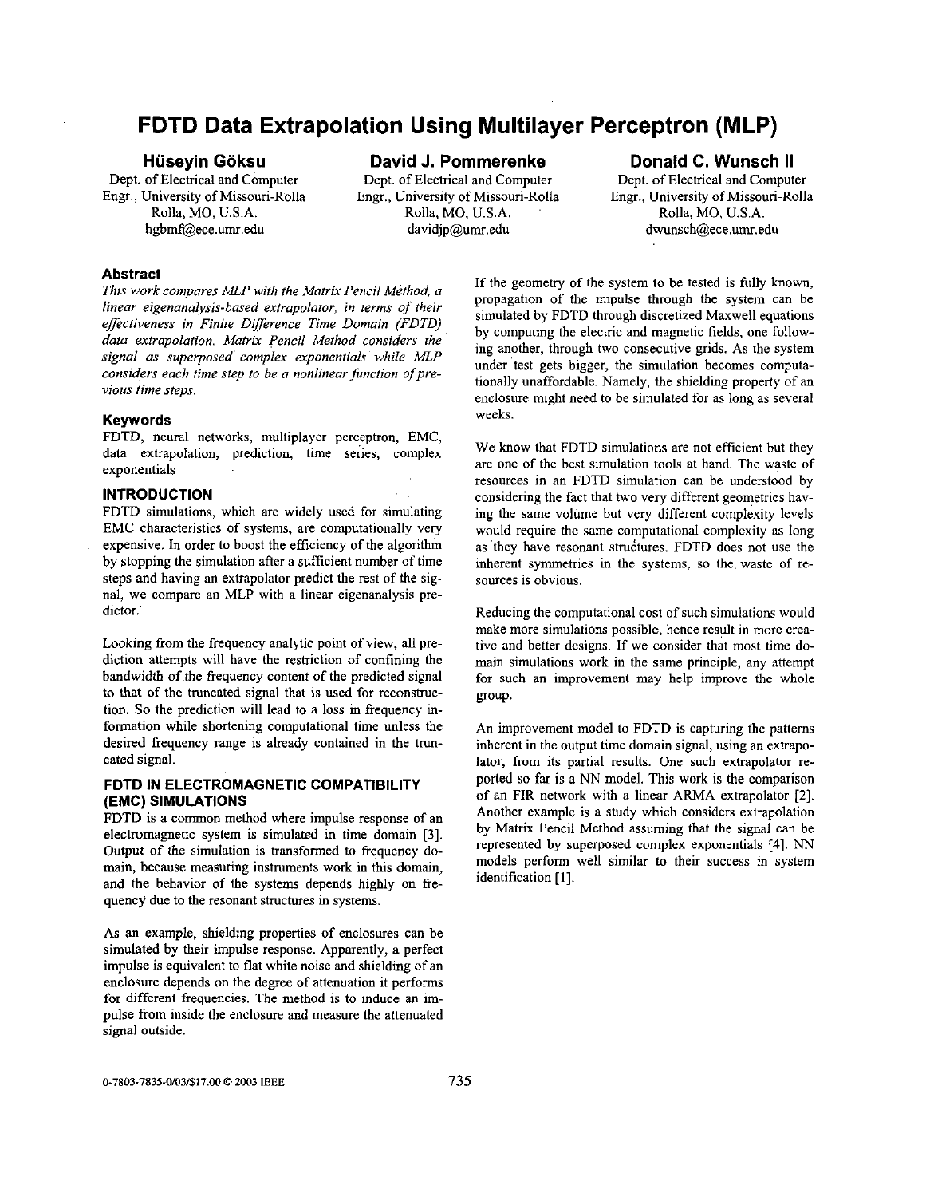# FDTD Data Extrapolation Using Multilayer Perceptron (MLP)

**Hüseyin Göksu**
Dept. of Electrical and Computer Engr., University of Missouri-Rolla
Rolla, MO, U.S.A.
hgbmf@ece.umr.edu

**David J. Pommerenke**
Dept. of Electrical and Computer Engr., University of Missouri-Rolla
Rolla, MO, U.S.A.
davidjp@umr.edu

**Donald C. Wunsch II**
Dept. of Electrical and Computer Engr., University of Missouri-Rolla
Rolla, MO, U.S.A.
dwunsch@ece.umr.edu

### Abstract

*This work compares MLP with the Matrix Pencil Method, a linear eigenanalysis-based extrapolator, in terms of their effectiveness in Finite Difference Time Domain (FDTD) data extrapolation. Matrix Pencil Method considers the signal as superposed complex exponentials while MLP considers each time step to be a nonlinear function of previous time steps.*

### Keywords

FDTD, neural networks, multiplayer perceptron, EMC, data extrapolation, prediction, time series, complex exponentials

## INTRODUCTION

FDTD simulations, which are widely used for simulating EMC characteristics of systems, are computationally very expensive. In order to boost the efficiency of the algorithm by stopping the simulation after a sufficient number of time steps and having an extrapolator predict the rest of the signal, we compare an MLP with a linear eigenanalysis predictor.

Looking from the frequency analytic point of view, all prediction attempts will have the restriction of confining the bandwidth of the frequency content of the predicted signal to that of the truncated signal that is used for reconstruction. So the prediction will lead to a loss in frequency information while shortening computational time unless the desired frequency range is already contained in the truncated signal.

## FDTD IN ELECTROMAGNETIC COMPATIBILITY (EMC) SIMULATIONS

FDTD is a common method where impulse response of an electromagnetic system is simulated in time domain [3]. Output of the simulation is transformed to frequency domain, because measuring instruments work in this domain, and the behavior of the systems depends highly on frequency due to the resonant structures in systems.

As an example, shielding properties of enclosures can be simulated by their impulse response. Apparently, a perfect impulse is equivalent to flat white noise and shielding of an enclosure depends on the degree of attenuation it performs for different frequencies. The method is to induce an impulse from inside the enclosure and measure the attenuated signal outside.

If the geometry of the system to be tested is fully known, propagation of the impulse through the system can be simulated by FDTD through discretized Maxwell equations by computing the electric and magnetic fields, one following another, through two consecutive grids. As the system under test gets bigger, the simulation becomes computationally unaffordable. Namely, the shielding property of an enclosure might need to be simulated for as long as several weeks.

We know that FDTD simulations are not efficient but they are one of the best simulation tools at hand. The waste of resources in an FDTD simulation can be understood by considering the fact that two very different geometries having the same volume but very different complexity levels would require the same computational complexity as long as they have resonant structures. FDTD does not use the inherent symmetries in the systems, so the waste of resources is obvious.

Reducing the computational cost of such simulations would make more simulations possible, hence result in more creative and better designs. If we consider that most time domain simulations work in the same principle, any attempt for such an improvement may help improve the whole group.

An improvement model to FDTD is capturing the patterns inherent in the output time domain signal, using an extrapolator, from its partial results. One such extrapolator reported so far is a NN model. This work is the comparison of an FIR network with a linear ARMA extrapolator [2]. Another example is a study which considers extrapolation by Matrix Pencil Method assuming that the signal can be represented by superposed complex exponentials [4]. NN models perform well similar to their success in system identification [1].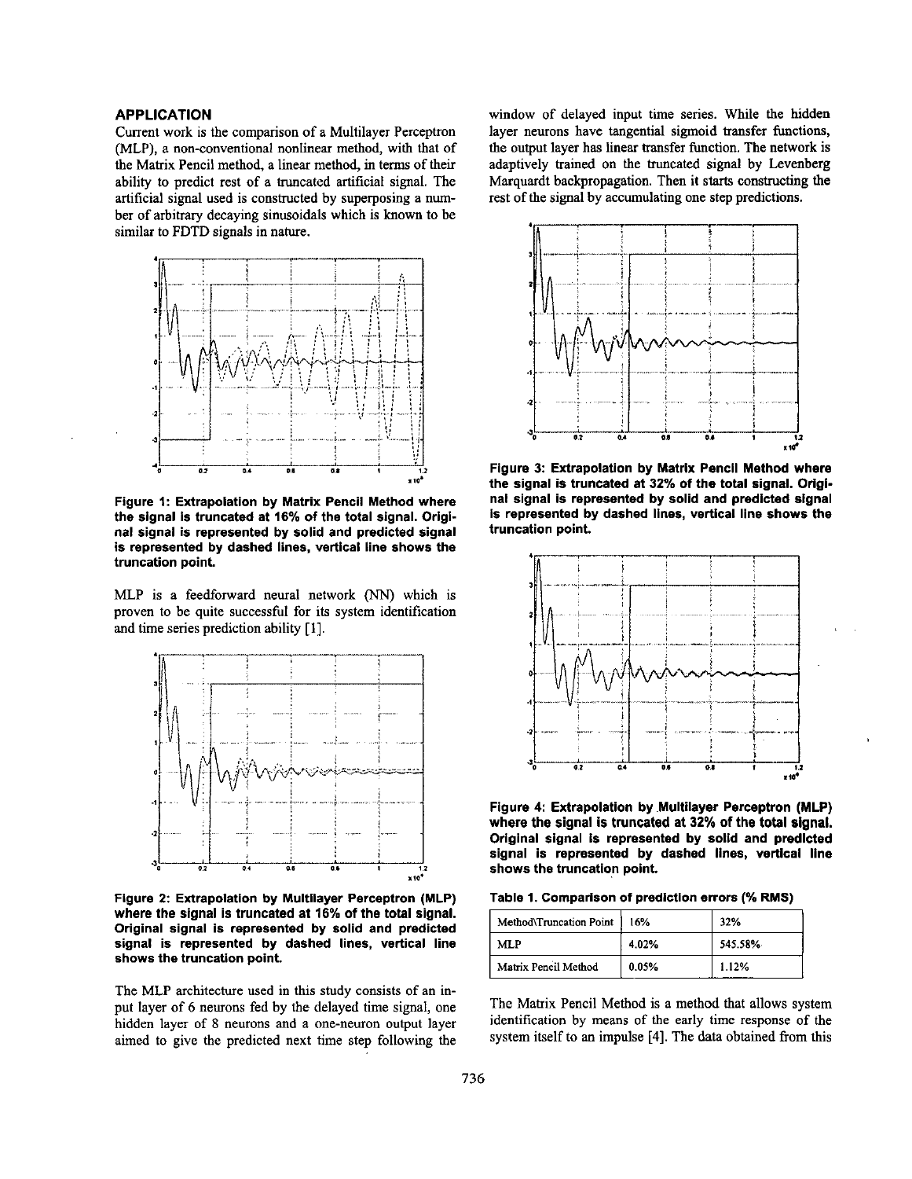## APPLICATION

Current work is the comparison of a Multilayer Perceptron (MLP), a non-conventional nonlinear method, with that of the Matrix Pencil method, a linear method, in terms of their ability to predict rest of a truncated artificial signal. The artificial signal used is constructed by superposing a number of arbitrary decaying sinusoidals which is known to be similar to FDTD signals in nature.

**Figure 1: Extrapolation by Matrix Pencil Method where the signal is truncated at 16% of the total signal. Original signal is represented by solid and predicted signal is represented by dashed lines, vertical line shows the truncation point.**

MLP is a feedforward neural network (NN) which is proven to be quite successful for its system identification and time series prediction ability [1].

**Figure 2: Extrapolation by Multilayer Perceptron (MLP) where the signal is truncated at 16% of the total signal. Original signal is represented by solid and predicted signal is represented by dashed lines, vertical line shows the truncation point.**

The MLP architecture used in this study consists of an input layer of 6 neurons fed by the delayed time signal, one hidden layer of 8 neurons and a one-neuron output layer aimed to give the predicted next time step following the window of delayed input time series. While the hidden layer neurons have tangential sigmoid transfer functions, the output layer has linear transfer function. The network is adaptively trained on the truncated signal by Levenberg Marquardt backpropagation. Then it starts constructing the rest of the signal by accumulating one step predictions.

**Figure 3: Extrapolation by Matrix Pencil Method where the signal is truncated at 32% of the total signal. Original signal is represented by solid and predicted signal is represented by dashed lines, vertical line shows the truncation point.**

**Figure 4: Extrapolation by Multilayer Perceptron (MLP) where the signal is truncated at 32% of the total signal. Original signal is represented by solid and predicted signal is represented by dashed lines, vertical line shows the truncation point.**

**Table 1. Comparison of prediction errors (% RMS)**

| Method\Truncation Point | 16% | 32% |
|---|---|---|
| MLP | 4.02% | 545.58% |
| Matrix Pencil Method | 0.05% | 1.12% |

The Matrix Pencil Method is a method that allows system identification by means of the early time response of the system itself to an impulse [4]. The data obtained from this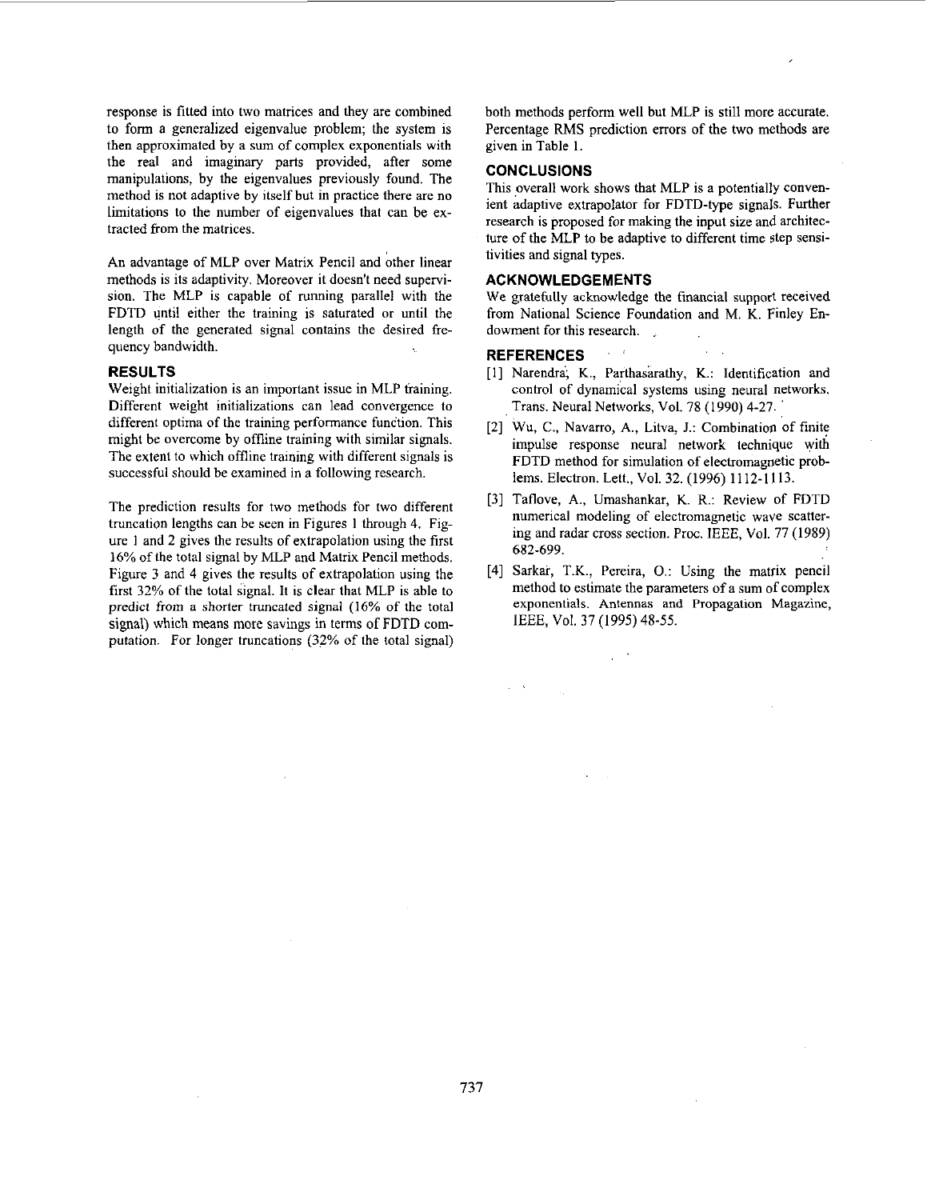response is fitted into two matrices and they are combined to form a generalized eigenvalue problem; the system is then approximated by a sum of complex exponentials with the real and imaginary parts provided, after some manipulations, by the eigenvalues previously found. The method is not adaptive by itself but in practice there are no limitations to the number of eigenvalues that can be extracted from the matrices.

An advantage of MLP over Matrix Pencil and other linear methods is its adaptivity. Moreover it doesn't need supervision. The MLP is capable of running parallel with the FDTD until either the training is saturated or until the length of the generated signal contains the desired frequency bandwidth.

## RESULTS

Weight initialization is an important issue in MLP training. Different weight initializations can lead convergence to different optima of the training performance function. This might be overcome by offline training with similar signals. The extent to which offline training with different signals is successful should be examined in a following research.

The prediction results for two methods for two different truncation lengths can be seen in Figures 1 through 4. Figure 1 and 2 gives the results of extrapolation using the first 16% of the total signal by MLP and Matrix Pencil methods. Figure 3 and 4 gives the results of extrapolation using the first 32% of the total signal. It is clear that MLP is able to predict from a shorter truncated signal (16% of the total signal) which means more savings in terms of FDTD computation. For longer truncations (32% of the total signal) both methods perform well but MLP is still more accurate. Percentage RMS prediction errors of the two methods are given in Table 1.

## CONCLUSIONS

This overall work shows that MLP is a potentially convenient adaptive extrapolator for FDTD-type signals. Further research is proposed for making the input size and architecture of the MLP to be adaptive to different time step sensitivities and signal types.

## ACKNOWLEDGEMENTS

We gratefully acknowledge the financial support received from National Science Foundation and M. K. Finley Endowment for this research.

## REFERENCES

[1] Narendra, K., Parthasarathy, K.: Identification and control of dynamical systems using neural networks. Trans. Neural Networks, Vol. 78 (1990) 4-27.

[2] Wu, C., Navarro, A., Litva, J.: Combination of finite impulse response neural network technique with FDTD method for simulation of electromagnetic problems. Electron. Lett., Vol. 32. (1996) 1112-1113.

[3] Taflove, A., Umashankar, K. R.: Review of FDTD numerical modeling of electromagnetic wave scattering and radar cross section. Proc. IEEE, Vol. 77 (1989) 682-699.

[4] Sarkar, T.K., Pereira, O.: Using the matrix pencil method to estimate the parameters of a sum of complex exponentials. Antennas and Propagation Magazine, IEEE, Vol. 37 (1995) 48-55.